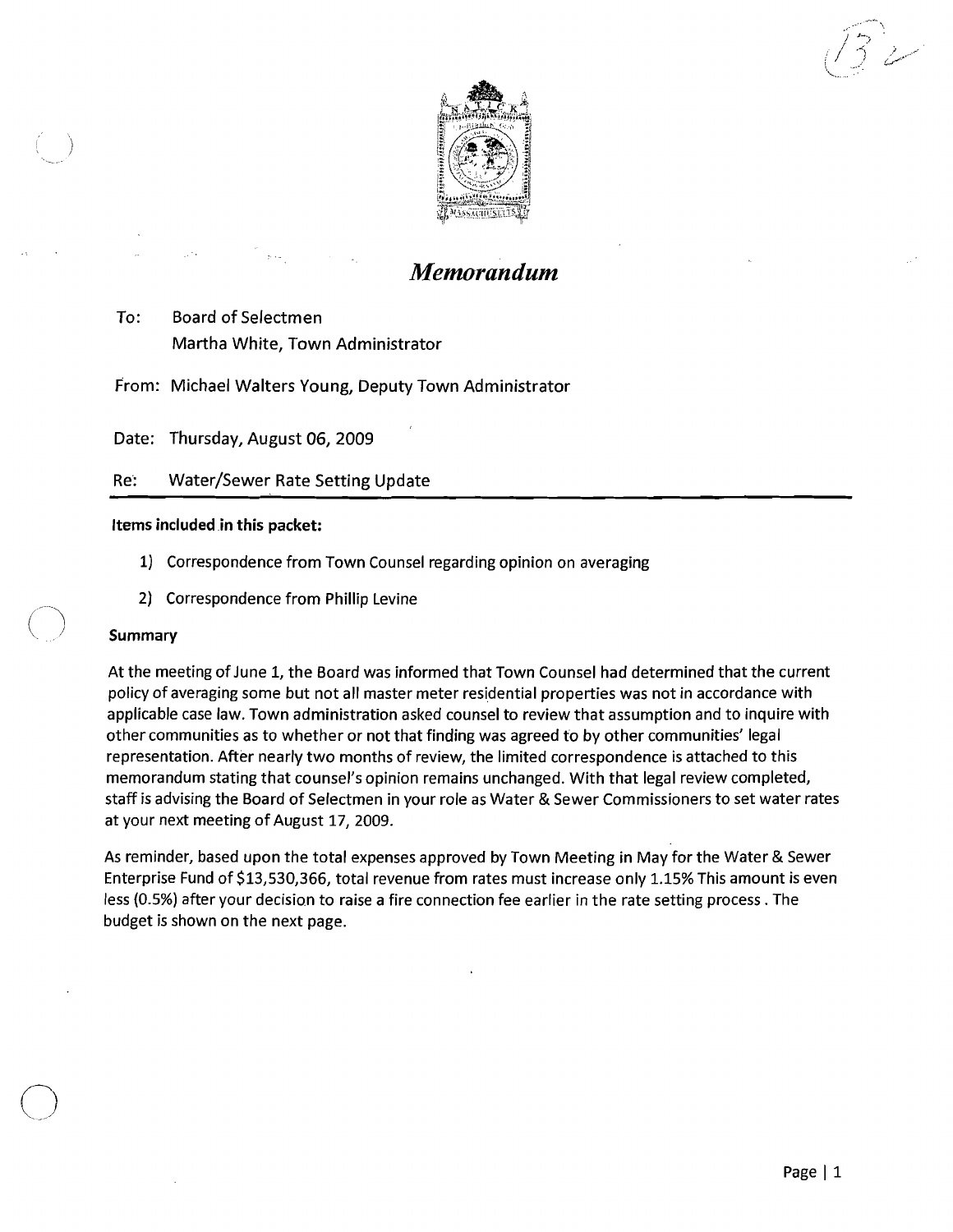# *Memorandum*

To: Board of Selectmen
Martha White, Town Administrator

From: Michael Walters Young, Deputy Town Administrator

Date: Thursday, August 06, 2009

Re: Water/Sewer Rate Setting Update

---

**Items included in this packet:**

1) Correspondence from Town Counsel regarding opinion on averaging
2) Correspondence from Phillip Levine

**Summary**

At the meeting of June 1, the Board was informed that Town Counsel had determined that the current policy of averaging some but not all master meter residential properties was not in accordance with applicable case law. Town administration asked counsel to review that assumption and to inquire with other communities as to whether or not that finding was agreed to by other communities' legal representation. After nearly two months of review, the limited correspondence is attached to this memorandum stating that counsel's opinion remains unchanged. With that legal review completed, staff is advising the Board of Selectmen in your role as Water & Sewer Commissioners to set water rates at your next meeting of August 17, 2009.

As reminder, based upon the total expenses approved by Town Meeting in May for the Water & Sewer Enterprise Fund of $13,530,366, total revenue from rates must increase only 1.15% This amount is even less (0.5%) after your decision to raise a fire connection fee earlier in the rate setting process . The budget is shown on the next page.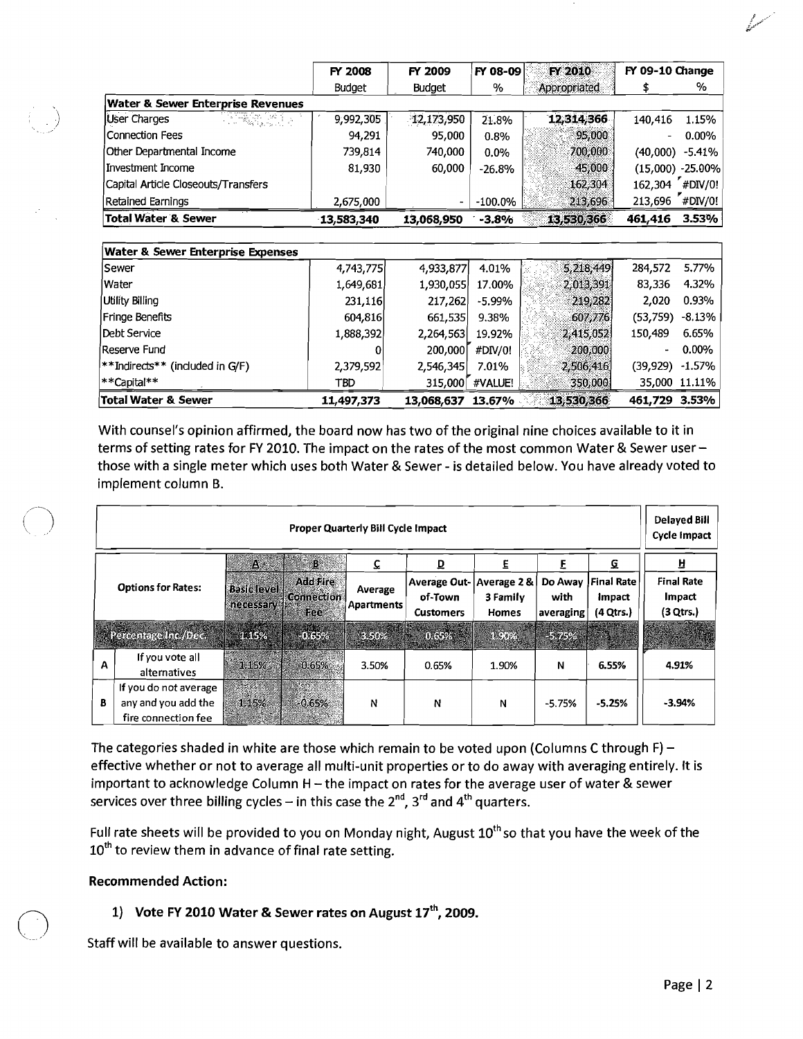| | FY 2008 Budget | FY 2009 Budget | FY 08-09 % | FY 2010 Appropriated | FY 09-10 Change $ | FY 09-10 Change % |
|---|---|---|---|---|---|---|
| **Water & Sewer Enterprise Revenues** | | | | | | |
| User Charges | 9,992,305 | 12,173,950 | 21.8% | 12,314,366 | 140,416 | 1.15% |
| Connection Fees | 94,291 | 95,000 | 0.8% | 95,000 | - | 0.00% |
| Other Departmental Income | 739,814 | 740,000 | 0.0% | 700,000 | (40,000) | -5.41% |
| Investment Income | 81,930 | 60,000 | -26.8% | 45,000 | (15,000) | -25.00% |
| Capital Article Closeouts/Transfers | | | | 162,304 | 162,304 | #DIV/0! |
| Retained Earnings | 2,675,000 | - | -100.0% | 213,696 | 213,696 | #DIV/0! |
| **Total Water & Sewer** | **13,583,340** | **13,068,950** | **-3.8%** | **13,530,366** | **461,416** | **3.53%** |

| **Water & Sewer Enterprise Expenses** | | | | | | |
|---|---|---|---|---|---|---|
| Sewer | 4,743,775 | 4,933,877 | 4.01% | 5,218,449 | 284,572 | 5.77% |
| Water | 1,649,681 | 1,930,055 | 17.00% | 2,013,391 | 83,336 | 4.32% |
| Utility Billing | 231,116 | 217,262 | -5.99% | 219,282 | 2,020 | 0.93% |
| Fringe Benefits | 604,816 | 661,535 | 9.38% | 607,776 | (53,759) | -8.13% |
| Debt Service | 1,888,392 | 2,264,563 | 19.92% | 2,415,052 | 150,489 | 6.65% |
| Reserve Fund | 0 | 200,000 | #DIV/0! | 200,000 | - | 0.00% |
| **Indirects** (included in G/F) | 2,379,592 | 2,546,345 | 7.01% | 2,506,416 | (39,929) | -1.57% |
| **Capital** | TBD | 315,000 | #VALUE! | 350,000 | 35,000 | 11.11% |
| **Total Water & Sewer** | **11,497,373** | **13,068,637** | **13.67%** | **13,530,366** | **461,729** | **3.53%** |

With counsel's opinion affirmed, the board now has two of the original nine choices available to it in terms of setting rates for FY 2010. The impact on the rates of the most common Water & Sewer user – those with a single meter which uses both Water & Sewer - is detailed below. You have already voted to implement column B.

| | | Proper Quarterly Bill Cycle Impact | | | | | | | Delayed Bill Cycle Impact |
|---|---|---|---|---|---|---|---|---|---|
| | | A | B | C | D | E | F | G | H |
| Options for Rates: | | Basic level necessary | Add Fire Connection Fee | Average Apartments | Average Out-of-Town Customers | Average 2 & 3 Family Homes | Do Away with averaging | Final Rate Impact (4 Qtrs.) | Final Rate Impact (3 Qtrs.) |
| Percentage Inc./Dec. | | 1.15% | 0.65% | 3.50% | 0.65% | 1.90% | -5.75% | | |
| A | If you vote all alternatives | 1.15% | 0.65% | 3.50% | 0.65% | 1.90% | N | 6.55% | 4.91% |
| B | If you do not average any and you add the fire connection fee | 1.15% | 0.65% | N | N | N | -5.75% | -5.25% | -3.94% |

The categories shaded in white are those which remain to be voted upon (Columns C through F) – effective whether or not to average all multi-unit properties or to do away with averaging entirely. It is important to acknowledge Column H – the impact on rates for the average user of water & sewer services over three billing cycles – in this case the 2nd, 3rd and 4th quarters.

Full rate sheets will be provided to you on Monday night, August 10th so that you have the week of the 10th to review them in advance of final rate setting.

**Recommended Action:**

1) **Vote FY 2010 Water & Sewer rates on August 17th, 2009.**

Staff will be available to answer questions.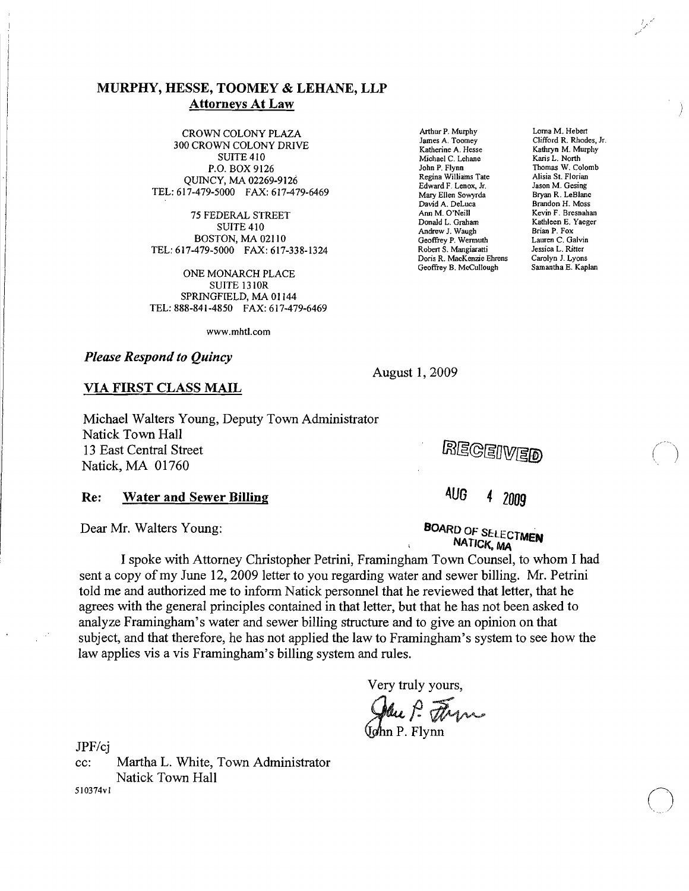## MURPHY, HESSE, TOOMEY & LEHANE, LLP

**Attorneys At Law**

CROWN COLONY PLAZA
300 CROWN COLONY DRIVE
SUITE 410
P.O. BOX 9126
QUINCY, MA 02269-9126
TEL: 617-479-5000 FAX: 617-479-6469

75 FEDERAL STREET
SUITE 410
BOSTON, MA 02110
TEL: 617-479-5000 FAX: 617-338-1324

ONE MONARCH PLACE
SUITE 1310R
SPRINGFIELD, MA 01144
TEL: 888-841-4850 FAX: 617-479-6469

www.mhtl.com

Arthur P. Murphy
James A. Toomey
Katherine A. Hesse
Michael C. Lehane
John P. Flynn
Regina Williams Tate
Edward F. Lenox, Jr.
Mary Ellen Sowyrda
David A. DeLuca
Ann M. O'Neill
Donald L. Graham
Andrew J. Waugh
Geoffrey P. Wermuth
Robert S. Mangiaratti
Doris R. MacKenzie Ehrens
Geoffrey B. McCullough

Lorna M. Hebert
Clifford R. Rhodes, Jr.
Kathryn M. Murphy
Karis L. North
Thomas W. Colomb
Alisia St. Florian
Jason M. Gesing
Bryan R. LeBlanc
Brandon H. Moss
Kevin F. Bresnahan
Kathleen E. Yaeger
Brian P. Fox
Lauren C. Galvin
Jessica L. Ritter
Carolyn J. Lyons
Samantha E. Kaplan

*Please Respond to Quincy*

August 1, 2009

**VIA FIRST CLASS MAIL**

Michael Walters Young, Deputy Town Administrator
Natick Town Hall
13 East Central Street
Natick, MA 01760

RECEIVED
AUG 4 2009
BOARD OF SELECTMEN
NATICK, MA

**Re: Water and Sewer Billing**

Dear Mr. Walters Young:

I spoke with Attorney Christopher Petrini, Framingham Town Counsel, to whom I had sent a copy of my June 12, 2009 letter to you regarding water and sewer billing. Mr. Petrini told me and authorized me to inform Natick personnel that he reviewed that letter, that he agrees with the general principles contained in that letter, but that he has not been asked to analyze Framingham's water and sewer billing structure and to give an opinion on that subject, and that therefore, he has not applied the law to Framingham's system to see how the law applies vis a vis Framingham's billing system and rules.

Very truly yours,

John P. Flynn

JPF/cj

cc: Martha L. White, Town Administrator
Natick Town Hall

510374v1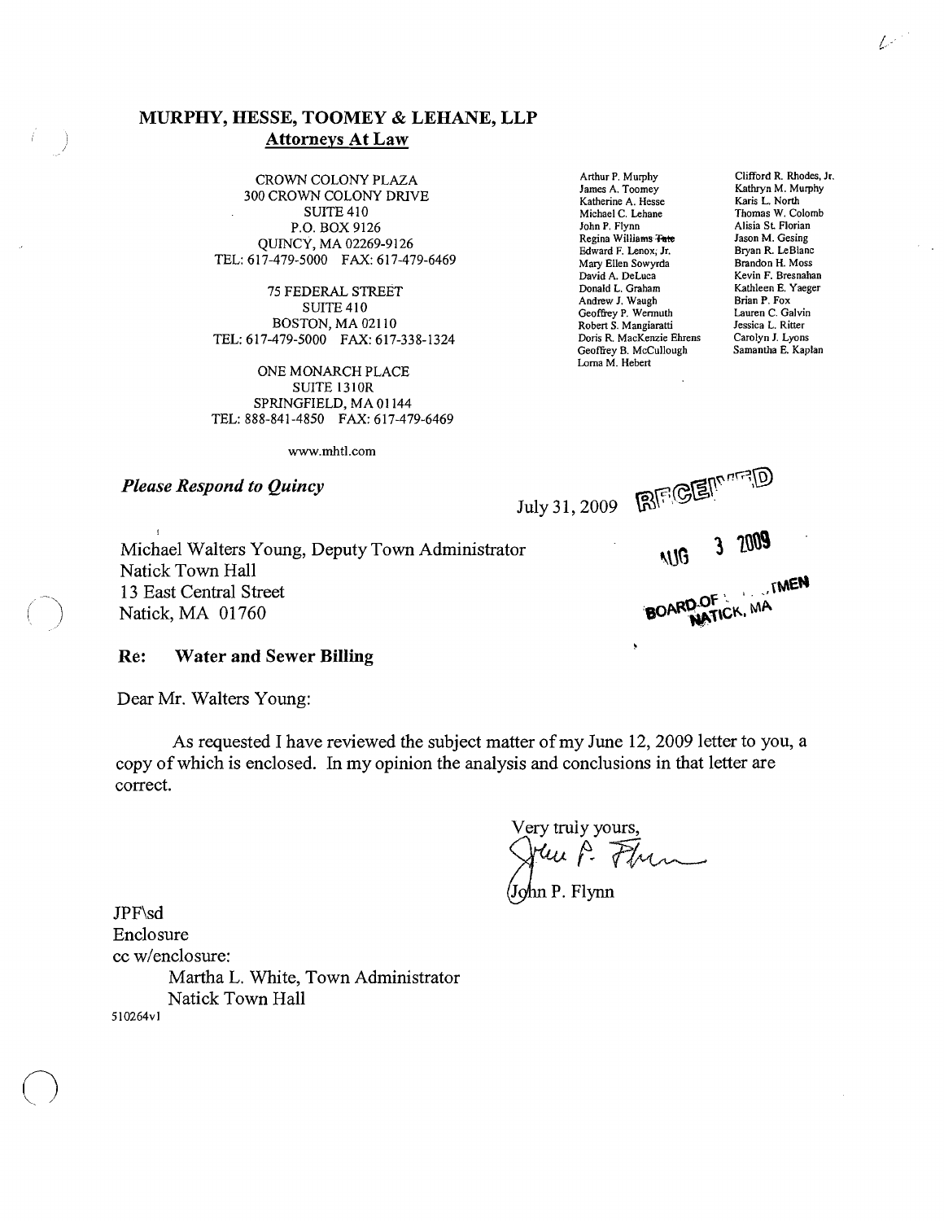# MURPHY, HESSE, TOOMEY & LEHANE, LLP

**Attorneys At Law**

CROWN COLONY PLAZA
300 CROWN COLONY DRIVE
SUITE 410
P.O. BOX 9126
QUINCY, MA 02269-9126
TEL: 617-479-5000 FAX: 617-479-6469

75 FEDERAL STREET
SUITE 410
BOSTON, MA 02110
TEL: 617-479-5000 FAX: 617-338-1324

ONE MONARCH PLACE
SUITE 1310R
SPRINGFIELD, MA 01144
TEL: 888-841-4850 FAX: 617-479-6469

www.mhtl.com

Arthur P. Murphy
James A. Toomey
Katherine A. Hesse
Michael C. Lehane
John P. Flynn
Regina Williams ~~Tate~~
Edward F. Lenox, Jr.
Mary Ellen Sowyrda
David A. DeLuca
Donald L. Graham
Andrew J. Waugh
Geoffrey P. Wermuth
Robert S. Mangiaratti
Doris R. MacKenzie Ehrens
Geoffrey B. McCullough
Lorna M. Hebert

Clifford R. Rhodes, Jr.
Kathryn M. Murphy
Karis L. North
Thomas W. Colomb
Alisia St. Florian
Jason M. Gesing
Bryan R. LeBlanc
Brandon H. Moss
Kevin F. Bresnahan
Kathleen E. Yaeger
Brian P. Fox
Lauren C. Galvin
Jessica L. Ritter
Carolyn J. Lyons
Samantha E. Kaplan

***Please Respond to Quincy***

July 31, 2009

RECEIVED
AUG 3 2009
BOARD OF SELECTMEN
NATICK, MA

Michael Walters Young, Deputy Town Administrator
Natick Town Hall
13 East Central Street
Natick, MA 01760

**Re: Water and Sewer Billing**

Dear Mr. Walters Young:

As requested I have reviewed the subject matter of my June 12, 2009 letter to you, a copy of which is enclosed. In my opinion the analysis and conclusions in that letter are correct.

Very truly yours,

John P. Flynn

JPF\sd
Enclosure
cc w/enclosure:
Martha L. White, Town Administrator
Natick Town Hall

510264v1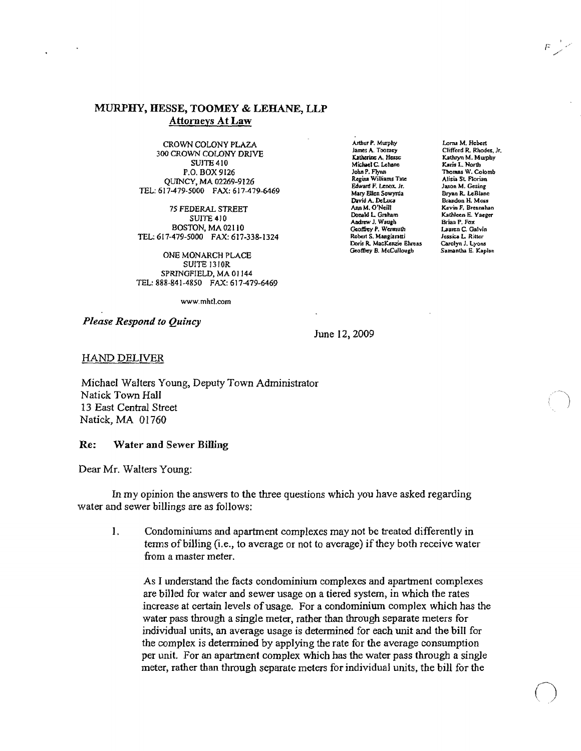# MURPHY, HESSE, TOOMEY & LEHANE, LLP
## Attorneys At Law

CROWN COLONY PLAZA
300 CROWN COLONY DRIVE
SUITE 410
P.O. BOX 9126
QUINCY, MA 02269-9126
TEL: 617-479-5000 FAX: 617-479-6469

75 FEDERAL STREET
SUITE 410
BOSTON, MA 02110
TEL: 617-479-5000 FAX: 617-338-1324

ONE MONARCH PLACE
SUITE 1310R
SPRINGFIELD, MA 01144
TEL: 888-841-4850 FAX: 617-479-6469

www.mhtl.com

Arthur P. Murphy
James A. Toomey
Katherine A. Hesse
Michael C. Lehane
John P. Flynn
Regina Williams Tate
Edward F. Lenox, Jr.
Mary Ellen Sowyrda
David A. DeLuca
Ann M. O'Neill
Donald L. Graham
Andrew J. Waugh
Geoffrey P. Wermuth
Robert S. Mangiaratti
Doris R. MacKenzie Ehrens
Geoffrey B. McCullough

Lorna M. Hebert
Clifford R. Rhodes, Jr.
Kathryn M. Murphy
Karis L. North
Thomas W. Colomb
Alisia St. Florian
Jason M. Gesing
Bryan R. LeBlanc
Brandon H. Moss
Kevin F. Bresnahan
Kathleen E. Yaeger
Brian P. Fox
Lauren C. Galvin
Jessica L. Ritter
Carolyn J. Lyons
Samantha E. Kaplan

*Please Respond to Quincy*

June 12, 2009

HAND DELIVER

Michael Walters Young, Deputy Town Administrator
Natick Town Hall
13 East Central Street
Natick, MA 01760

**Re: Water and Sewer Billing**

Dear Mr. Walters Young:

In my opinion the answers to the three questions which you have asked regarding water and sewer billings are as follows:

1. Condominiums and apartment complexes may not be treated differently in terms of billing (i.e., to average or not to average) if they both receive water from a master meter.

   As I understand the facts condominium complexes and apartment complexes are billed for water and sewer usage on a tiered system, in which the rates increase at certain levels of usage. For a condominium complex which has the water pass through a single meter, rather than through separate meters for individual units, an average usage is determined for each unit and the bill for the complex is determined by applying the rate for the average consumption per unit. For an apartment complex which has the water pass through a single meter, rather than through separate meters for individual units, the bill for the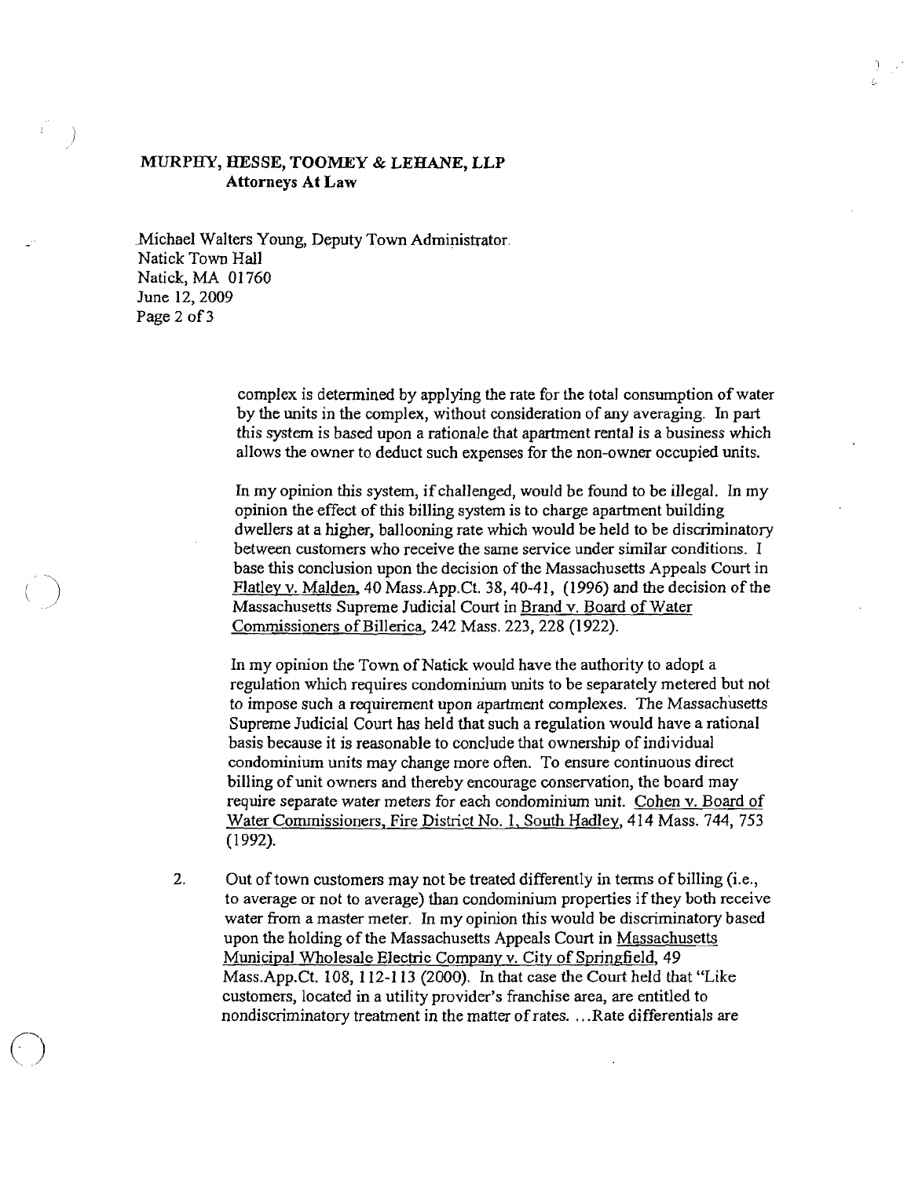complex is determined by applying the rate for the total consumption of water by the units in the complex, without consideration of any averaging. In part this system is based upon a rationale that apartment rental is a business which allows the owner to deduct such expenses for the non-owner occupied units.

In my opinion this system, if challenged, would be found to be illegal. In my opinion the effect of this billing system is to charge apartment building dwellers at a higher, ballooning rate which would be held to be discriminatory between customers who receive the same service under similar conditions. I base this conclusion upon the decision of the Massachusetts Appeals Court in Flatley v. Malden, 40 Mass.App.Ct. 38, 40-41, (1996) and the decision of the Massachusetts Supreme Judicial Court in Brand v. Board of Water Commissioners of Billerica, 242 Mass. 223, 228 (1922).

In my opinion the Town of Natick would have the authority to adopt a regulation which requires condominium units to be separately metered but not to impose such a requirement upon apartment complexes. The Massachusetts Supreme Judicial Court has held that such a regulation would have a rational basis because it is reasonable to conclude that ownership of individual condominium units may change more often. To ensure continuous direct billing of unit owners and thereby encourage conservation, the board may require separate water meters for each condominium unit. Cohen v. Board of Water Commissioners, Fire District No. 1, South Hadley, 414 Mass. 744, 753 (1992).

2. Out of town customers may not be treated differently in terms of billing (i.e., to average or not to average) than condominium properties if they both receive water from a master meter. In my opinion this would be discriminatory based upon the holding of the Massachusetts Appeals Court in Massachusetts Municipal Wholesale Electric Company v. City of Springfield, 49 Mass.App.Ct. 108, 112-113 (2000). In that case the Court held that "Like customers, located in a utility provider's franchise area, are entitled to nondiscriminatory treatment in the matter of rates. ...Rate differentials are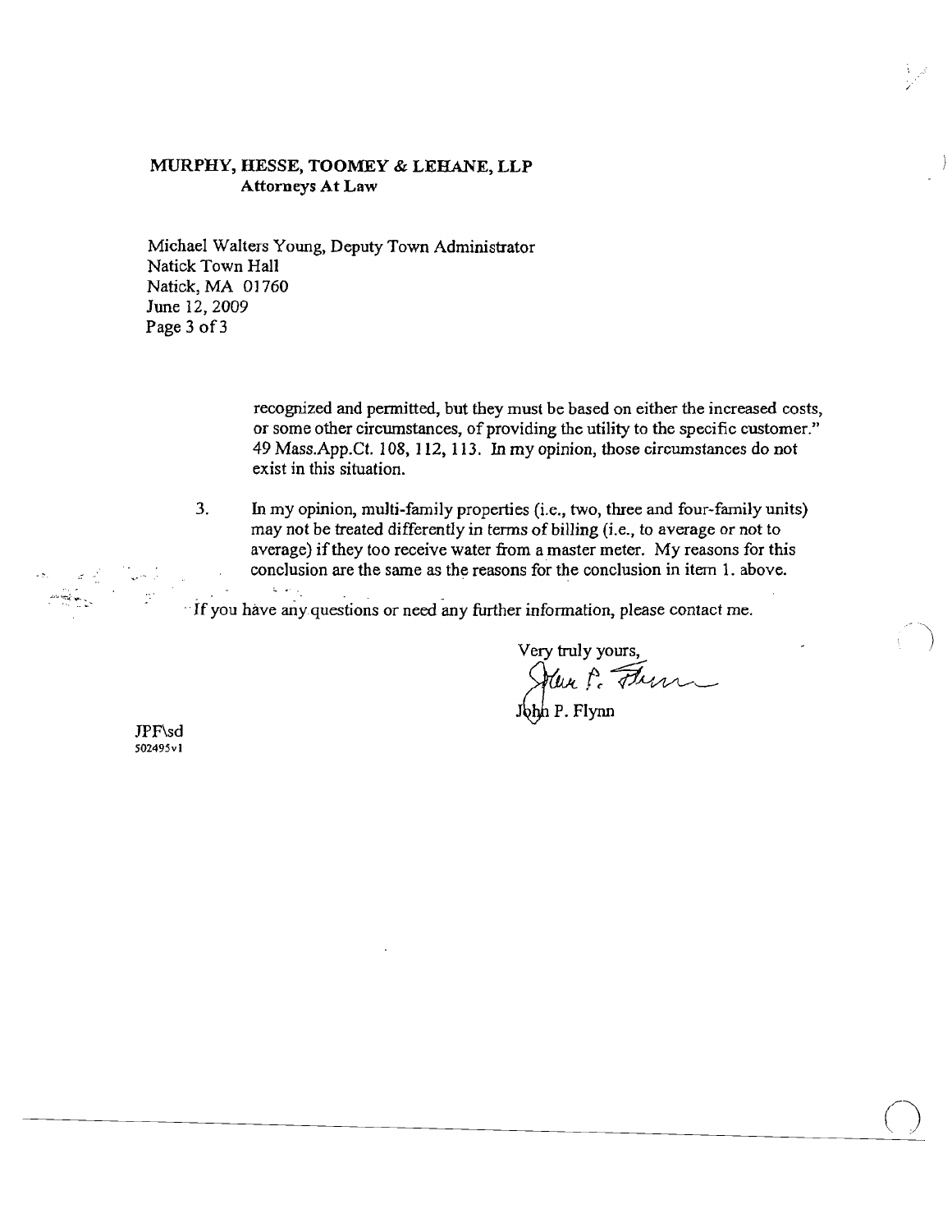recognized and permitted, but they must be based on either the increased costs, or some other circumstances, of providing the utility to the specific customer." 49 Mass.App.Ct. 108, 112, 113. In my opinion, those circumstances do not exist in this situation.

3. In my opinion, multi-family properties (i.e., two, three and four-family units) may not be treated differently in terms of billing (i.e., to average or not to average) if they too receive water from a master meter. My reasons for this conclusion are the same as the reasons for the conclusion in item 1. above.

If you have any questions or need any further information, please contact me.

Very truly yours,

John P. Flynn

JPF\sd
502495v1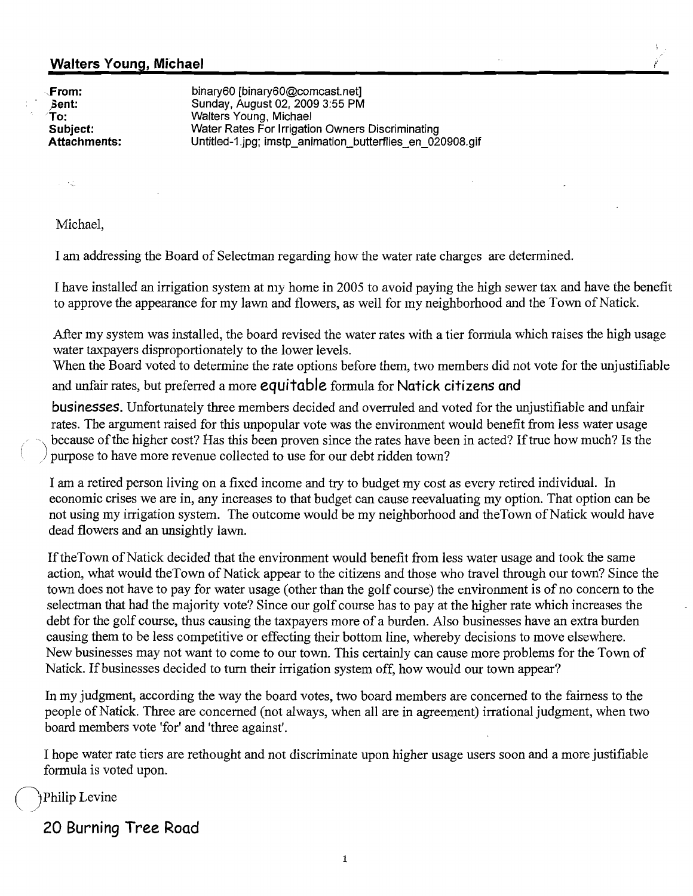## Walters Young, Michael

**From:** binary60 [binary60@comcast.net]
**Sent:** Sunday, August 02, 2009 3:55 PM
**To:** Walters Young, Michael
**Subject:** Water Rates For Irrigation Owners Discriminating
**Attachments:** Untitled-1.jpg; imstp_animation_butterflies_en_020908.gif

Michael,

I am addressing the Board of Selectman regarding how the water rate charges are determined.

I have installed an irrigation system at my home in 2005 to avoid paying the high sewer tax and have the benefit to approve the appearance for my lawn and flowers, as well for my neighborhood and the Town of Natick.

After my system was installed, the board revised the water rates with a tier formula which raises the high usage water taxpayers disproportionately to the lower levels.
When the Board voted to determine the rate options before them, two members did not vote for the unjustifiable and unfair rates, but preferred a more **equitable** formula for **Natick citizens and businesses.** Unfortunately three members decided and overruled and voted for the unjustifiable and unfair rates. The argument raised for this unpopular vote was the environment would benefit from less water usage because of the higher cost? Has this been proven since the rates have been in acted? If true how much? Is the purpose to have more revenue collected to use for our debt ridden town?

I am a retired person living on a fixed income and try to budget my cost as every retired individual. In economic crises we are in, any increases to that budget can cause reevaluating my option. That option can be not using my irrigation system. The outcome would be my neighborhood and theTown of Natick would have dead flowers and an unsightly lawn.

If theTown of Natick decided that the environment would benefit from less water usage and took the same action, what would theTown of Natick appear to the citizens and those who travel through our town? Since the town does not have to pay for water usage (other than the golf course) the environment is of no concern to the selectman that had the majority vote? Since our golf course has to pay at the higher rate which increases the debt for the golf course, thus causing the taxpayers more of a burden. Also businesses have an extra burden causing them to be less competitive or effecting their bottom line, whereby decisions to move elsewhere. New businesses may not want to come to our town. This certainly can cause more problems for the Town of Natick. If businesses decided to turn their irrigation system off, how would our town appear?

In my judgment, according the way the board votes, two board members are concerned to the fairness to the people of Natick. Three are concerned (not always, when all are in agreement) irrational judgment, when two board members vote 'for' and 'three against'.

I hope water rate tiers are rethought and not discriminate upon higher usage users soon and a more justifiable formula is voted upon.

Philip Levine

**20 Burning Tree Road**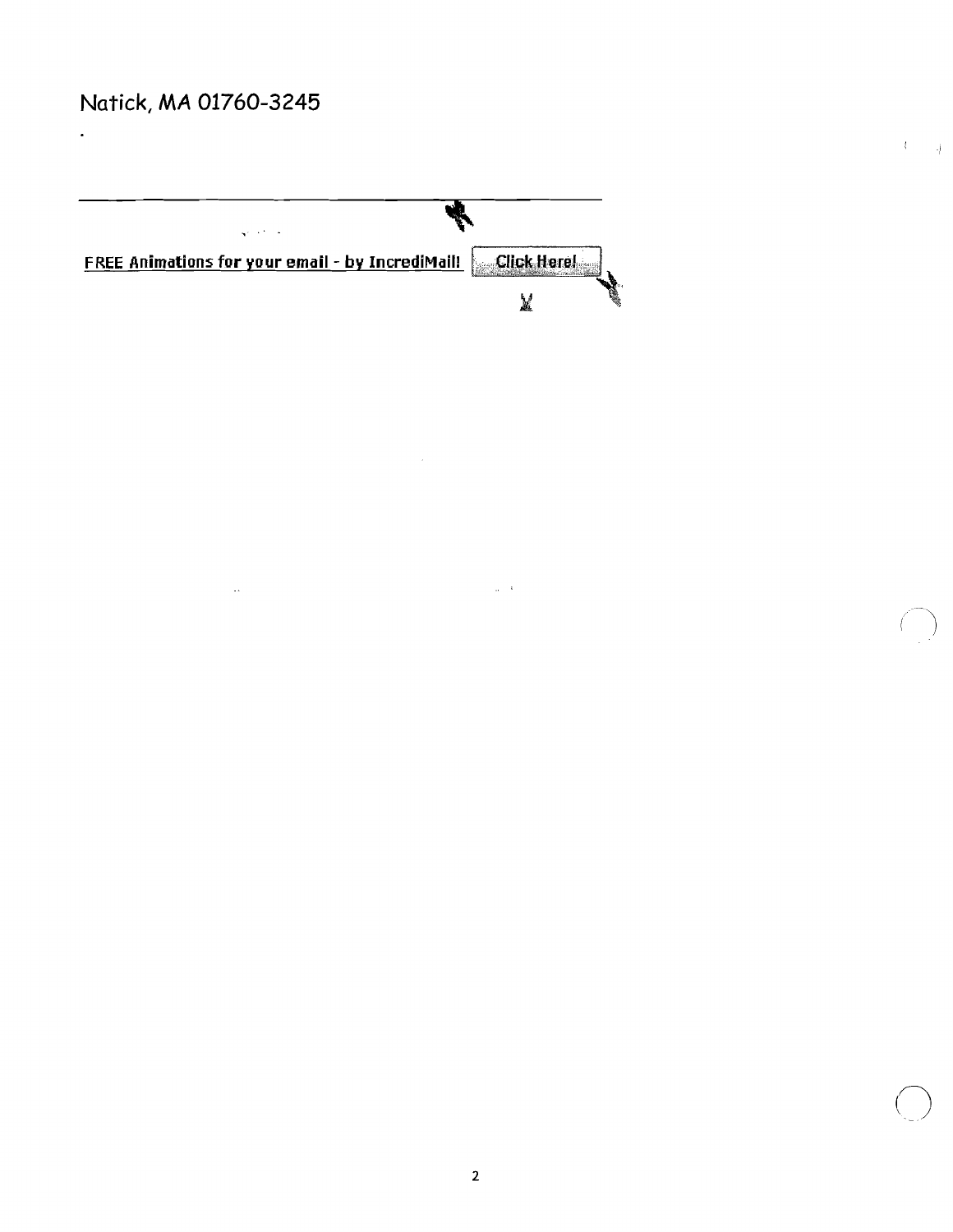Natick, MA 01760-3245

---

FREE Animations for your email - by IncrediMail! Click Here!